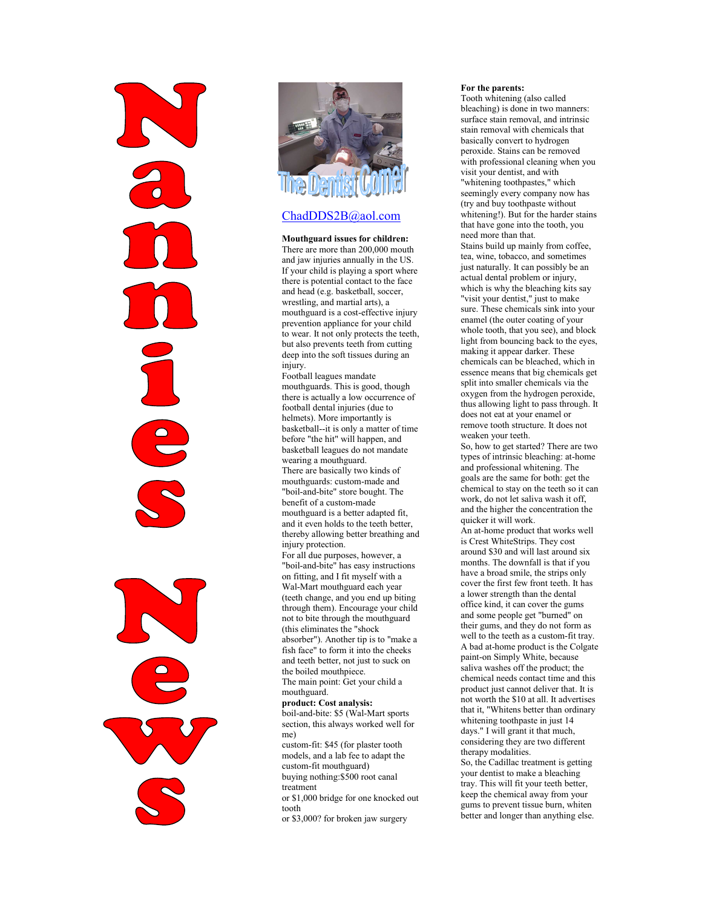# Nannies News

## The Dentist Corner

ChadDDS2B@aol.com

**Mouthguard issues for children:**

There are more than 200,000 mouth and jaw injuries annually in the US. If your child is playing a sport where there is potential contact to the face and head (e.g. basketball, soccer, wrestling, and martial arts), a mouthguard is a cost-effective injury prevention appliance for your child to wear. It not only protects the teeth, but also prevents teeth from cutting deep into the soft tissues during an injury.

Football leagues mandate mouthguards. This is good, though there is actually a low occurrence of football dental injuries (due to helmets). More importantly is basketball--it is only a matter of time before "the hit" will happen, and basketball leagues do not mandate wearing a mouthguard.

There are basically two kinds of mouthguards: custom-made and "boil-and-bite" store bought. The benefit of a custom-made mouthguard is a better adapted fit, and it even holds to the teeth better, thereby allowing better breathing and injury protection.

For all due purposes, however, a "boil-and-bite" has easy instructions on fitting, and I fit myself with a Wal-Mart mouthguard each year (teeth change, and you end up biting through them). Encourage your child not to bite through the mouthguard (this eliminates the "shock absorber"). Another tip is to "make a fish face" to form it into the cheeks and teeth better, not just to suck on the boiled mouthpiece.

The main point: Get your child a mouthguard.

**product: Cost analysis:**

boil-and-bite: $5 (Wal-Mart sports section, this always worked well for me)

custom-fit: $45 (for plaster tooth models, and a lab fee to adapt the custom-fit mouthguard)

buying nothing:$500 root canal treatment

or $1,000 bridge for one knocked out tooth

or $3,000? for broken jaw surgery

**For the parents:**

Tooth whitening (also called bleaching) is done in two manners: surface stain removal, and intrinsic stain removal with chemicals that basically convert to hydrogen peroxide. Stains can be removed with professional cleaning when you visit your dentist, and with "whitening toothpastes," which seemingly every company now has (try and buy toothpaste without whitening!). But for the harder stains that have gone into the tooth, you need more than that.

Stains build up mainly from coffee, tea, wine, tobacco, and sometimes just naturally. It can possibly be an actual dental problem or injury, which is why the bleaching kits say "visit your dentist," just to make sure. These chemicals sink into your enamel (the outer coating of your whole tooth, that you see), and block light from bouncing back to the eyes, making it appear darker. These chemicals can be bleached, which in essence means that big chemicals get split into smaller chemicals via the oxygen from the hydrogen peroxide, thus allowing light to pass through. It does not eat at your enamel or remove tooth structure. It does not weaken your teeth.

So, how to get started? There are two types of intrinsic bleaching: at-home and professional whitening. The goals are the same for both: get the chemical to stay on the teeth so it can work, do not let saliva wash it off, and the higher the concentration the quicker it will work.

An at-home product that works well is Crest WhiteStrips. They cost around $30 and will last around six months. The downfall is that if you have a broad smile, the strips only cover the first few front teeth. It has a lower strength than the dental office kind, it can cover the gums and some people get "burned" on their gums, and they do not form as well to the teeth as a custom-fit tray.

A bad at-home product is the Colgate paint-on Simply White, because saliva washes off the product; the chemical needs contact time and this product just cannot deliver that. It is not worth the $10 at all. It advertises that it, "Whitens better than ordinary whitening toothpaste in just 14 days." I will grant it that much, considering they are two different therapy modalities.

So, the Cadillac treatment is getting your dentist to make a bleaching tray. This will fit your teeth better, keep the chemical away from your gums to prevent tissue burn, whiten better and longer than anything else.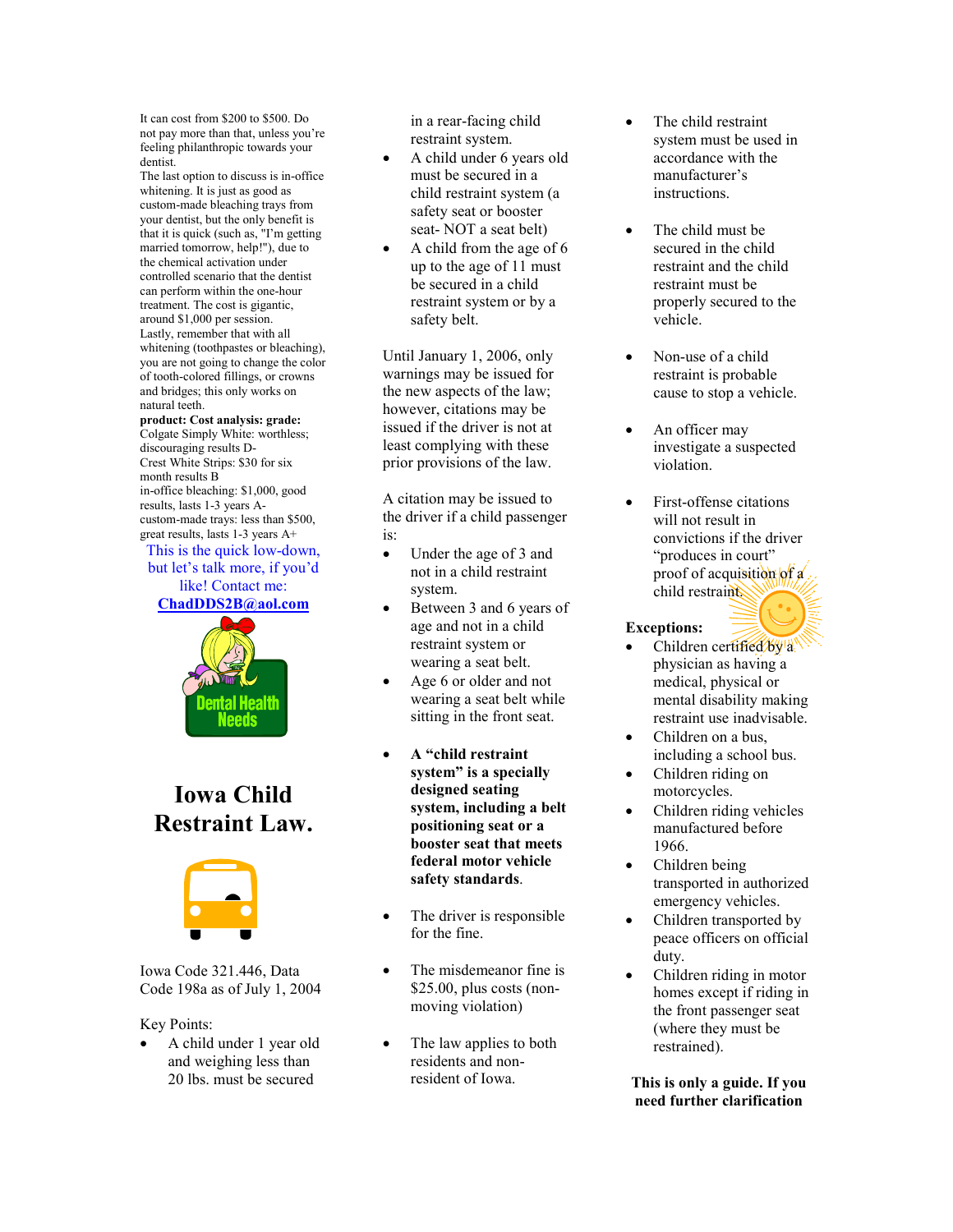It can cost from $200 to $500. Do not pay more than that, unless you're feeling philanthropic towards your dentist.

The last option to discuss is in-office whitening. It is just as good as custom-made bleaching trays from your dentist, but the only benefit is that it is quick (such as, "I'm getting married tomorrow, help!"), due to the chemical activation under controlled scenario that the dentist can perform within the one-hour treatment. The cost is gigantic, around $1,000 per session.

Lastly, remember that with all whitening (toothpastes or bleaching), you are not going to change the color of tooth-colored fillings, or crowns and bridges; this only works on natural teeth.

**product: Cost analysis: grade:**
Colgate Simply White: worthless; discouraging results D-
Crest White Strips: $30 for six month results B
in-office bleaching: $1,000, good results, lasts 1-3 years A-
custom-made trays: less than $500, great results, lasts 1-3 years A+

This is the quick low-down, but let's talk more, if you'd like! Contact me: ChadDDS2B@aol.com

Dental Health Needs

# Iowa Child Restraint Law.

Iowa Code 321.446, Data Code 198a as of July 1, 2004

Key Points:

- A child under 1 year old and weighing less than 20 lbs. must be secured in a rear-facing child restraint system.
- A child under 6 years old must be secured in a child restraint system (a safety seat or booster seat- NOT a seat belt)
- A child from the age of 6 up to the age of 11 must be secured in a child restraint system or by a safety belt.

Until January 1, 2006, only warnings may be issued for the new aspects of the law; however, citations may be issued if the driver is not at least complying with these prior provisions of the law.

A citation may be issued to the driver if a child passenger is:

- Under the age of 3 and not in a child restraint system.
- Between 3 and 6 years of age and not in a child restraint system or wearing a seat belt.
- Age 6 or older and not wearing a seat belt while sitting in the front seat.

- **A "child restraint system" is a specially designed seating system, including a belt positioning seat or a booster seat that meets federal motor vehicle safety standards.**
- The driver is responsible for the fine.
- The misdemeanor fine is $25.00, plus costs (non-moving violation)
- The law applies to both residents and non-resident of Iowa.
- The child restraint system must be used in accordance with the manufacturer's instructions.
- The child must be secured in the child restraint and the child restraint must be properly secured to the vehicle.
- Non-use of a child restraint is probable cause to stop a vehicle.
- An officer may investigate a suspected violation.
- First-offense citations will not result in convictions if the driver "produces in court" proof of acquisition of a child restraint.

**Exceptions:**

- Children certified by a physician as having a medical, physical or mental disability making restraint use inadvisable.
- Children on a bus, including a school bus.
- Children riding on motorcycles.
- Children riding vehicles manufactured before 1966.
- Children being transported in authorized emergency vehicles.
- Children transported by peace officers on official duty.
- Children riding in motor homes except if riding in the front passenger seat (where they must be restrained).

**This is only a guide. If you need further clarification**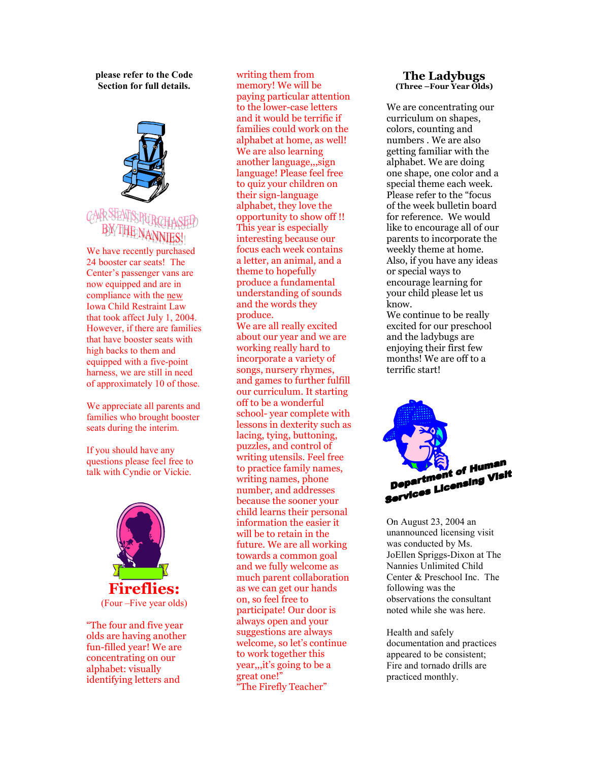**please refer to the Code Section for full details.**

## CAR SEATS PURCHASED BY THE NANNIES!

We have recently purchased 24 booster car seats! The Center's passenger vans are now equipped and are in compliance with the new Iowa Child Restraint Law that took affect July 1, 2004. However, if there are families that have booster seats with high backs to them and equipped with a five-point harness, we are still in need of approximately 10 of those.

We appreciate all parents and families who brought booster seats during the interim.

If you should have any questions please feel free to talk with Cyndie or Vickie.

## Fireflies:

(Four –Five year olds)

"The four and five year olds are having another fun-filled year! We are concentrating on our alphabet: visually identifying letters and writing them from memory! We will be paying particular attention to the lower-case letters and it would be terrific if families could work on the alphabet at home, as well! We are also learning another language,,,sign language! Please feel free to quiz your children on their sign-language alphabet, they love the opportunity to show off !! This year is especially interesting because our focus each week contains a letter, an animal, and a theme to hopefully produce a fundamental understanding of sounds and the words they produce.

We are all really excited about our year and we are working really hard to incorporate a variety of songs, nursery rhymes, and games to further fulfill our curriculum. It starting off to be a wonderful school- year complete with lessons in dexterity such as lacing, tying, buttoning, puzzles, and control of writing utensils. Feel free to practice family names, writing names, phone number, and addresses because the sooner your child learns their personal information the easier it will be to retain in the future. We are all working towards a common goal and we fully welcome as much parent collaboration as we can get our hands on, so feel free to participate! Our door is always open and your suggestions are always welcome, so let's continue to work together this year,,,it's going to be a great one!"

"The Firefly Teacher"

## The Ladybugs

**(Three –Four Year Olds)**

We are concentrating our curriculum on shapes, colors, counting and numbers . We are also getting familiar with the alphabet. We are doing one shape, one color and a special theme each week. Please refer to the "focus of the week bulletin board for reference. We would like to encourage all of our parents to incorporate the weekly theme at home. Also, if you have any ideas or special ways to encourage learning for your child please let us know.

We continue to be really excited for our preschool and the ladybugs are enjoying their first few months! We are off to a terrific start!

## Department of Human Services Licensing Visit

On August 23, 2004 an unannounced licensing visit was conducted by Ms. JoEllen Spriggs-Dixon at The Nannies Unlimited Child Center & Preschool Inc. The following was the observations the consultant noted while she was here.

Health and safely documentation and practices appeared to be consistent; Fire and tornado drills are practiced monthly.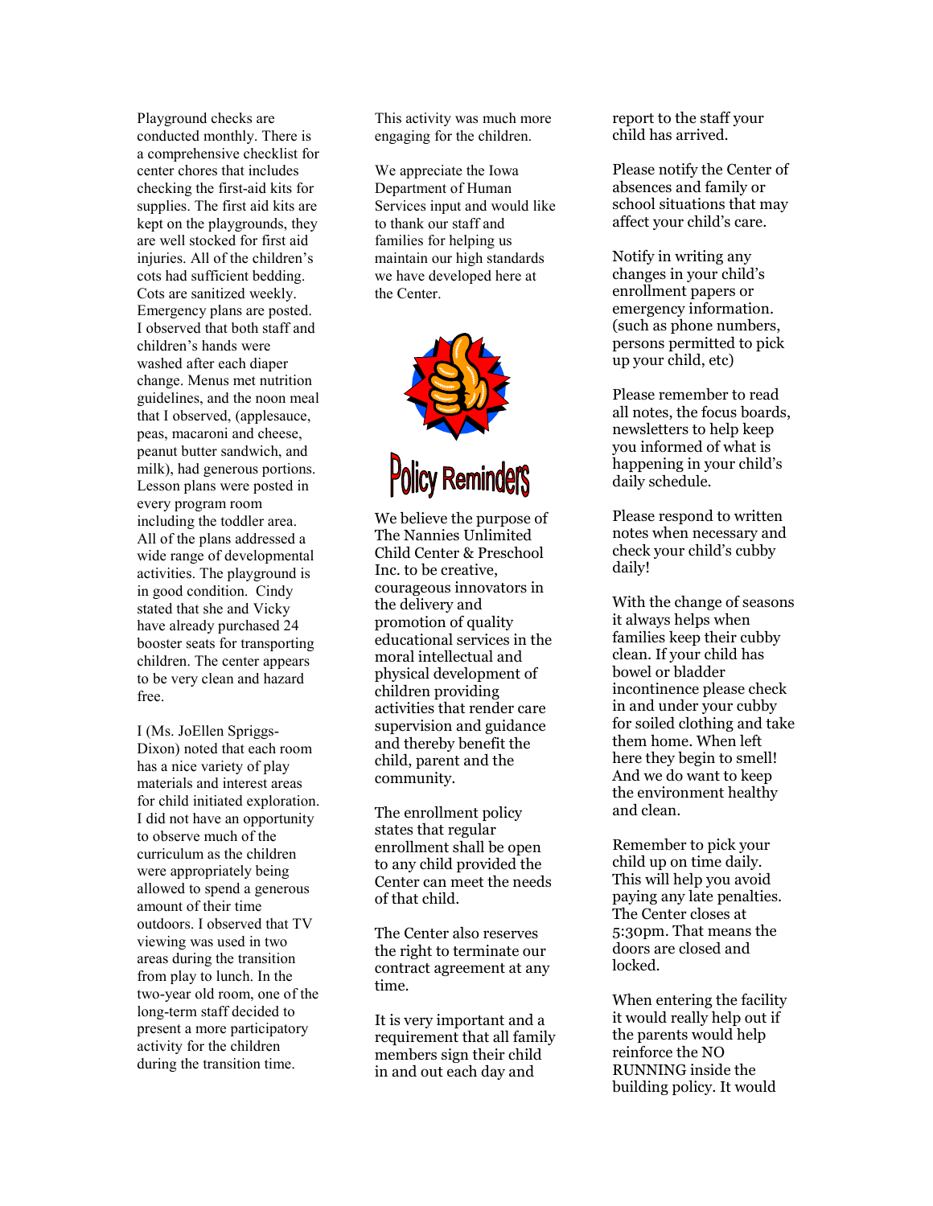Playground checks are conducted monthly. There is a comprehensive checklist for center chores that includes checking the first-aid kits for supplies. The first aid kits are kept on the playgrounds, they are well stocked for first aid injuries. All of the children's cots had sufficient bedding. Cots are sanitized weekly. Emergency plans are posted. I observed that both staff and children's hands were washed after each diaper change. Menus met nutrition guidelines, and the noon meal that I observed, (applesauce, peas, macaroni and cheese, peanut butter sandwich, and milk), had generous portions. Lesson plans were posted in every program room including the toddler area. All of the plans addressed a wide range of developmental activities. The playground is in good condition. Cindy stated that she and Vicky have already purchased 24 booster seats for transporting children. The center appears to be very clean and hazard free.

I (Ms. JoEllen Spriggs-Dixon) noted that each room has a nice variety of play materials and interest areas for child initiated exploration. I did not have an opportunity to observe much of the curriculum as the children were appropriately being allowed to spend a generous amount of their time outdoors. I observed that TV viewing was used in two areas during the transition from play to lunch. In the two-year old room, one of the long-term staff decided to present a more participatory activity for the children during the transition time. This activity was much more engaging for the children.

We appreciate the Iowa Department of Human Services input and would like to thank our staff and families for helping us maintain our high standards we have developed here at the Center.

## Policy Reminders

We believe the purpose of The Nannies Unlimited Child Center & Preschool Inc. to be creative, courageous innovators in the delivery and promotion of quality educational services in the moral intellectual and physical development of children providing activities that render care supervision and guidance and thereby benefit the child, parent and the community.

The enrollment policy states that regular enrollment shall be open to any child provided the Center can meet the needs of that child.

The Center also reserves the right to terminate our contract agreement at any time.

It is very important and a requirement that all family members sign their child in and out each day and report to the staff your child has arrived.

Please notify the Center of absences and family or school situations that may affect your child's care.

Notify in writing any changes in your child's enrollment papers or emergency information. (such as phone numbers, persons permitted to pick up your child, etc)

Please remember to read all notes, the focus boards, newsletters to help keep you informed of what is happening in your child's daily schedule.

Please respond to written notes when necessary and check your child's cubby daily!

With the change of seasons it always helps when families keep their cubby clean. If your child has bowel or bladder incontinence please check in and under your cubby for soiled clothing and take them home. When left here they begin to smell! And we do want to keep the environment healthy and clean.

Remember to pick your child up on time daily. This will help you avoid paying any late penalties. The Center closes at 5:30pm. That means the doors are closed and locked.

When entering the facility it would really help out if the parents would help reinforce the NO RUNNING inside the building policy. It would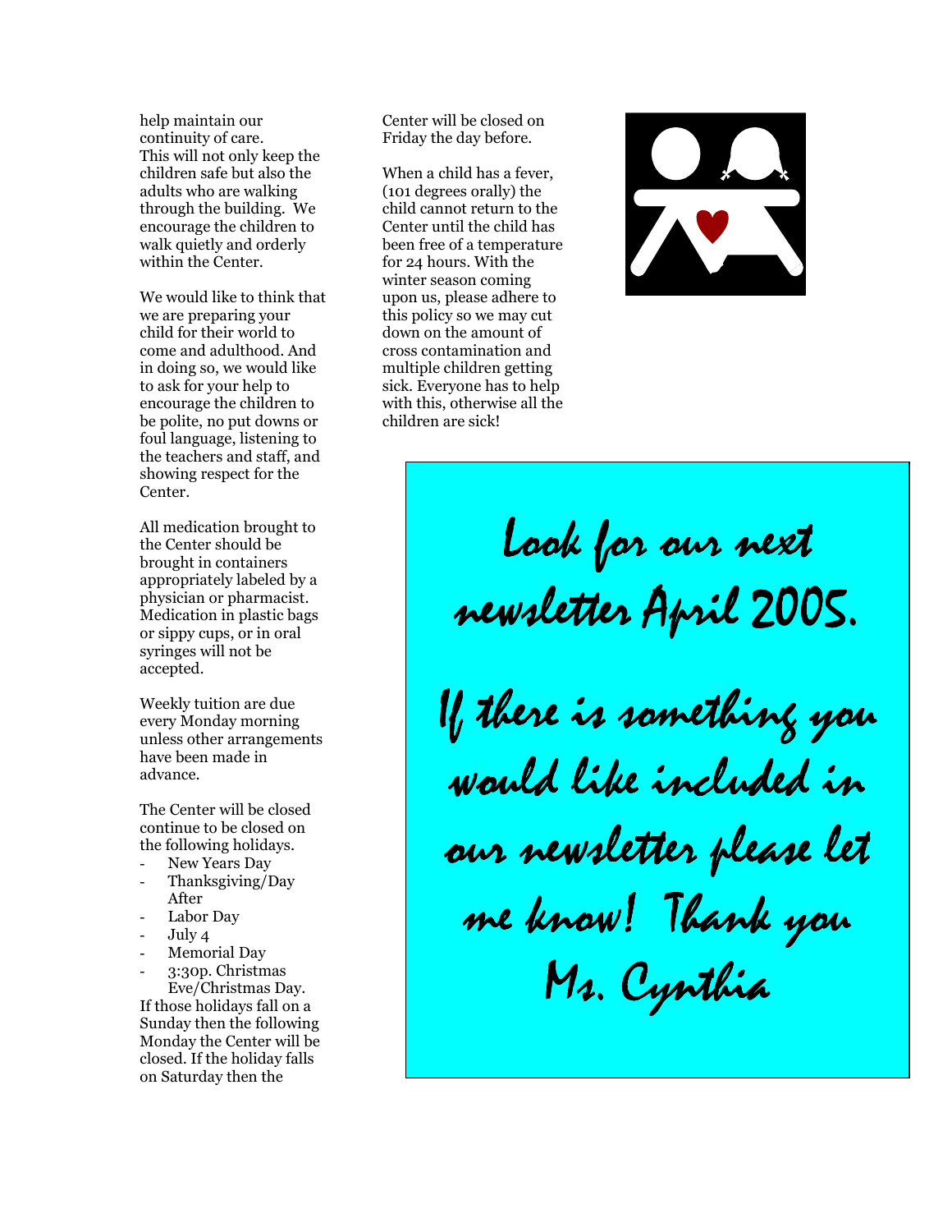help maintain our continuity of care. This will not only keep the children safe but also the adults who are walking through the building. We encourage the children to walk quietly and orderly within the Center.

We would like to think that we are preparing your child for their world to come and adulthood. And in doing so, we would like to ask for your help to encourage the children to be polite, no put downs or foul language, listening to the teachers and staff, and showing respect for the Center.

All medication brought to the Center should be brought in containers appropriately labeled by a physician or pharmacist. Medication in plastic bags or sippy cups, or in oral syringes will not be accepted.

Weekly tuition are due every Monday morning unless other arrangements have been made in advance.

The Center will be closed continue to be closed on the following holidays.

- New Years Day
- Thanksgiving/Day After
- Labor Day
- July 4
- Memorial Day
- 3:30p. Christmas Eve/Christmas Day.

If those holidays fall on a Sunday then the following Monday the Center will be closed. If the holiday falls on Saturday then the Center will be closed on Friday the day before.

When a child has a fever, (101 degrees orally) the child cannot return to the Center until the child has been free of a temperature for 24 hours. With the winter season coming upon us, please adhere to this policy so we may cut down on the amount of cross contamination and multiple children getting sick. Everyone has to help with this, otherwise all the children are sick!

*Look for our next newsletter April 2005.*

*If there is something you would like included in our newsletter please let me know! Thank you Ms. Cynthia*